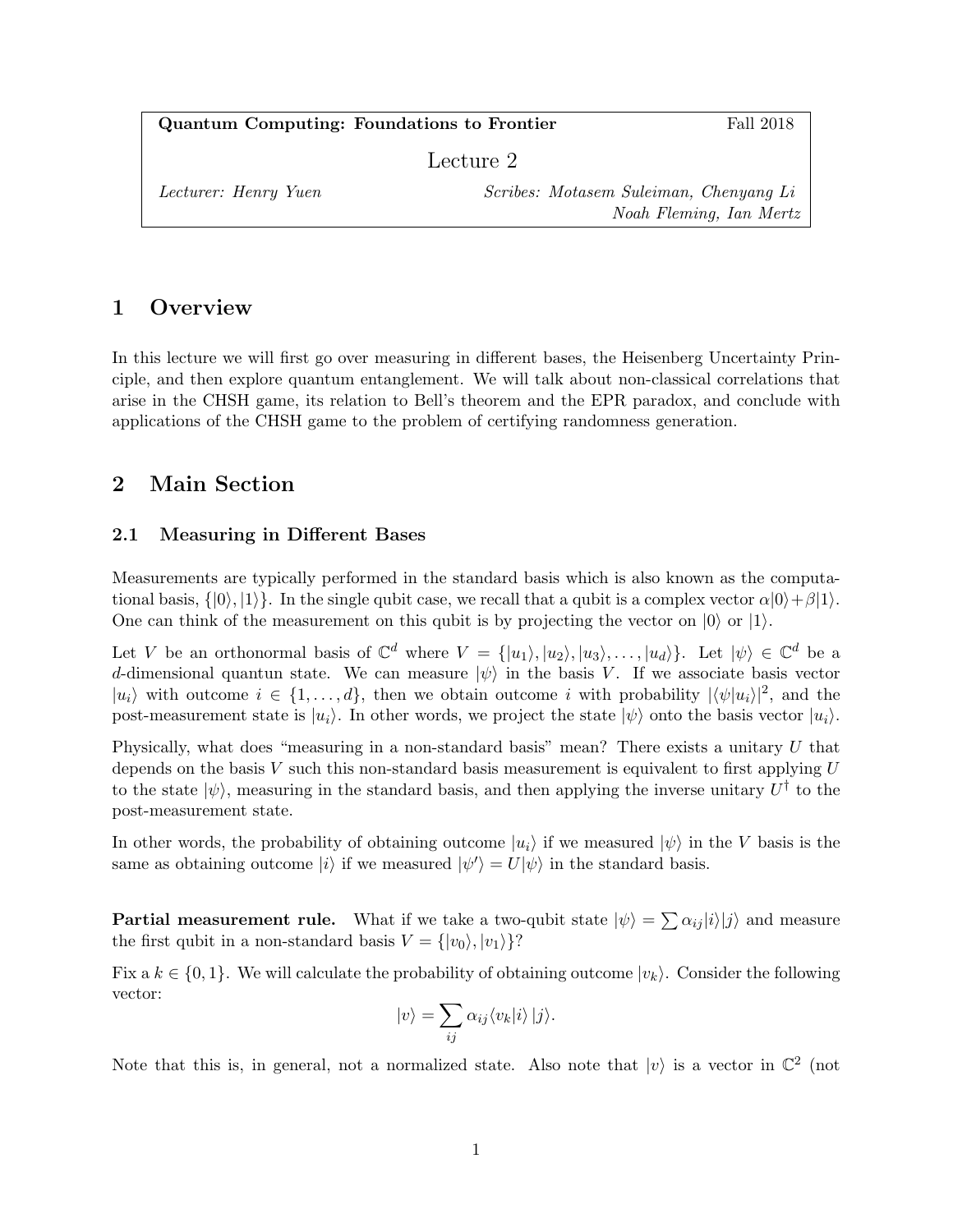**Quantum Computing: Foundations to Frontier** — Fall 2018

Lecture 2

*Lecturer: Henry Yuen* — *Scribes: Motasem Suleiman, Chenyang Li, Noah Fleming, Ian Mertz*

# 1 Overview

In this lecture we will first go over measuring in different bases, the Heisenberg Uncertainty Principle, and then explore quantum entanglement. We will talk about non-classical correlations that arise in the CHSH game, its relation to Bell's theorem and the EPR paradox, and conclude with applications of the CHSH game to the problem of certifying randomness generation.

# 2 Main Section

## 2.1 Measuring in Different Bases

Measurements are typically performed in the standard basis which is also known as the computational basis, $\{|0\rangle, |1\rangle\}$. In the single qubit case, we recall that a qubit is a complex vector $\alpha|0\rangle + \beta|1\rangle$. One can think of the measurement on this qubit is by projecting the vector on $|0\rangle$ or $|1\rangle$.

Let $V$ be an orthonormal basis of $\mathbb{C}^d$ where $V = \{|u_1\rangle, |u_2\rangle, |u_3\rangle, \ldots, |u_d\rangle\}$. Let $|\psi\rangle \in \mathbb{C}^d$ be a $d$-dimensional quantun state. We can measure $|\psi\rangle$ in the basis $V$. If we associate basis vector $|u_i\rangle$ with outcome $i \in \{1, \ldots, d\}$, then we obtain outcome $i$ with probability $|\langle\psi|u_i\rangle|^2$, and the post-measurement state is $|u_i\rangle$. In other words, we project the state $|\psi\rangle$ onto the basis vector $|u_i\rangle$.

Physically, what does "measuring in a non-standard basis" mean? There exists a unitary $U$ that depends on the basis $V$ such this non-standard basis measurement is equivalent to first applying $U$ to the state $|\psi\rangle$, measuring in the standard basis, and then applying the inverse unitary $U^\dagger$ to the post-measurement state.

In other words, the probability of obtaining outcome $|u_i\rangle$ if we measured $|\psi\rangle$ in the $V$ basis is the same as obtaining outcome $|i\rangle$ if we measured $|\psi'\rangle = U|\psi\rangle$ in the standard basis.

**Partial measurement rule.** What if we take a two-qubit state $|\psi\rangle = \sum \alpha_{ij}|i\rangle|j\rangle$ and measure the first qubit in a non-standard basis $V = \{|v_0\rangle, |v_1\rangle\}$?

Fix a $k \in \{0, 1\}$. We will calculate the probability of obtaining outcome $|v_k\rangle$. Consider the following vector:

$$|v\rangle = \sum_{ij} \alpha_{ij} \langle v_k|i\rangle \, |j\rangle.$$

Note that this is, in general, not a normalized state. Also note that $|v\rangle$ is a vector in $\mathbb{C}^2$ (not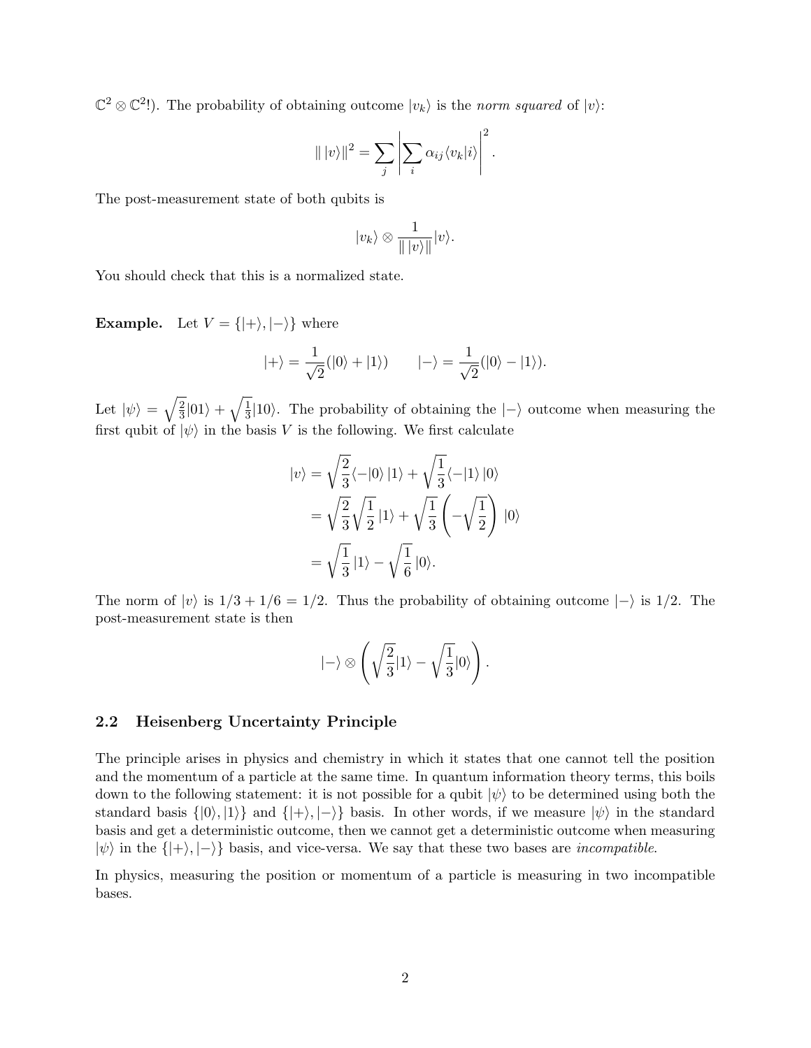$\mathbb{C}^2 \otimes \mathbb{C}^2$!). The probability of obtaining outcome $|v_k\rangle$ is the *norm squared* of $|v\rangle$:

$$\| \, |v\rangle \|^2 = \sum_j \left| \sum_i \alpha_{ij} \langle v_k | i \rangle \right|^2 .$$

The post-measurement state of both qubits is

$$|v_k\rangle \otimes \frac{1}{\| \, |v\rangle \|} |v\rangle.$$

You should check that this is a normalized state.

**Example.** Let $V = \{|+\rangle, |-\rangle\}$ where

$$|+\rangle = \frac{1}{\sqrt{2}}(|0\rangle + |1\rangle) \qquad |-\rangle = \frac{1}{\sqrt{2}}(|0\rangle - |1\rangle).$$

Let $|\psi\rangle = \sqrt{\frac{2}{3}}|01\rangle + \sqrt{\frac{1}{3}}|10\rangle$. The probability of obtaining the $|-\rangle$ outcome when measuring the first qubit of $|\psi\rangle$ in the basis $V$ is the following. We first calculate

$$\begin{aligned}
|v\rangle &= \sqrt{\frac{2}{3}} \langle -|0\rangle \, |1\rangle + \sqrt{\frac{1}{3}} \langle -|1\rangle \, |0\rangle \\
&= \sqrt{\frac{2}{3}} \sqrt{\frac{1}{2}} \, |1\rangle + \sqrt{\frac{1}{3}} \left( -\sqrt{\frac{1}{2}} \right) \, |0\rangle \\
&= \sqrt{\frac{1}{3}} \, |1\rangle - \sqrt{\frac{1}{6}} \, |0\rangle.
\end{aligned}$$

The norm of $|v\rangle$ is $1/3 + 1/6 = 1/2$. Thus the probability of obtaining outcome $|-\rangle$ is $1/2$. The post-measurement state is then

$$|-\rangle \otimes \left( \sqrt{\frac{2}{3}} |1\rangle - \sqrt{\frac{1}{3}} |0\rangle \right).$$

## 2.2 Heisenberg Uncertainty Principle

The principle arises in physics and chemistry in which it states that one cannot tell the position and the momentum of a particle at the same time. In quantum information theory terms, this boils down to the following statement: it is not possible for a qubit $|\psi\rangle$ to be determined using both the standard basis $\{|0\rangle, |1\rangle\}$ and $\{|+\rangle, |-\rangle\}$ basis. In other words, if we measure $|\psi\rangle$ in the standard basis and get a deterministic outcome, then we cannot get a deterministic outcome when measuring $|\psi\rangle$ in the $\{|+\rangle, |-\rangle\}$ basis, and vice-versa. We say that these two bases are *incompatible*.

In physics, measuring the position or momentum of a particle is measuring in two incompatible bases.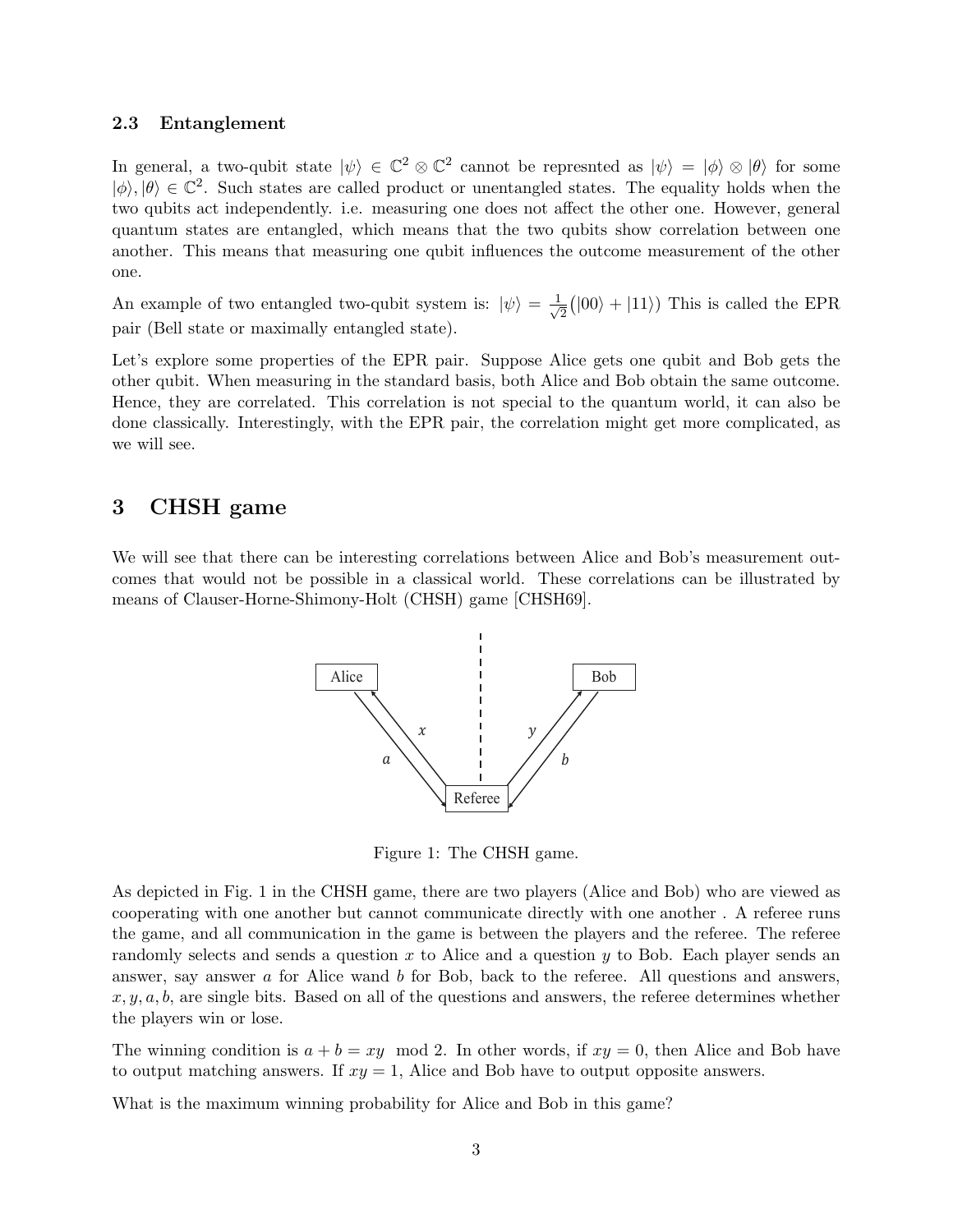### 2.3 Entanglement

In general, a two-qubit state $|\psi\rangle \in \mathbb{C}^2 \otimes \mathbb{C}^2$ cannot be represnted as $|\psi\rangle = |\phi\rangle \otimes |\theta\rangle$ for some $|\phi\rangle, |\theta\rangle \in \mathbb{C}^2$. Such states are called product or unentangled states. The equality holds when the two qubits act independently. i.e. measuring one does not affect the other one. However, general quantum states are entangled, which means that the two qubits show correlation between one another. This means that measuring one qubit influences the outcome measurement of the other one.

An example of two entangled two-qubit system is: $|\psi\rangle = \frac{1}{\sqrt{2}}(|00\rangle + |11\rangle)$ This is called the EPR pair (Bell state or maximally entangled state).

Let's explore some properties of the EPR pair. Suppose Alice gets one qubit and Bob gets the other qubit. When measuring in the standard basis, both Alice and Bob obtain the same outcome. Hence, they are correlated. This correlation is not special to the quantum world, it can also be done classically. Interestingly, with the EPR pair, the correlation might get more complicated, as we will see.

# 3 CHSH game

We will see that there can be interesting correlations between Alice and Bob's measurement outcomes that would not be possible in a classical world. These correlations can be illustrated by means of Clauser-Horne-Shimony-Holt (CHSH) game [CHSH69].

Figure 1: The CHSH game.

As depicted in Fig. 1 in the CHSH game, there are two players (Alice and Bob) who are viewed as cooperating with one another but cannot communicate directly with one another . A referee runs the game, and all communication in the game is between the players and the referee. The referee randomly selects and sends a question $x$ to Alice and a question $y$ to Bob. Each player sends an answer, say answer $a$ for Alice wand $b$ for Bob, back to the referee. All questions and answers, $x, y, a, b$, are single bits. Based on all of the questions and answers, the referee determines whether the players win or lose.

The winning condition is $a + b = xy \mod 2$. In other words, if $xy = 0$, then Alice and Bob have to output matching answers. If $xy = 1$, Alice and Bob have to output opposite answers.

What is the maximum winning probability for Alice and Bob in this game?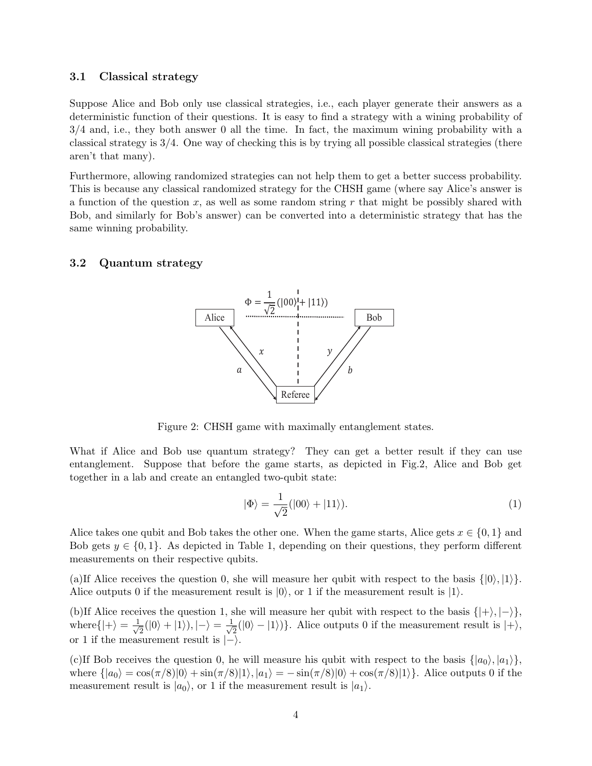### 3.1 Classical strategy

Suppose Alice and Bob only use classical strategies, i.e., each player generate their answers as a deterministic function of their questions. It is easy to find a strategy with a wining probability of 3/4 and, i.e., they both answer 0 all the time. In fact, the maximum wining probability with a classical strategy is 3/4. One way of checking this is by trying all possible classical strategies (there aren't that many).

Furthermore, allowing randomized strategies can not help them to get a better success probability. This is because any classical randomized strategy for the CHSH game (where say Alice's answer is a function of the question $x$, as well as some random string $r$ that might be possibly shared with Bob, and similarly for Bob's answer) can be converted into a deterministic strategy that has the same winning probability.

### 3.2 Quantum strategy

Figure 2: CHSH game with maximally entanglement states.

What if Alice and Bob use quantum strategy? They can get a better result if they can use entanglement. Suppose that before the game starts, as depicted in Fig.2, Alice and Bob get together in a lab and create an entangled two-qubit state:

$$|\Phi\rangle = \frac{1}{\sqrt{2}}(|00\rangle + |11\rangle). \tag{1}$$

Alice takes one qubit and Bob takes the other one. When the game starts, Alice gets $x \in \{0, 1\}$ and Bob gets $y \in \{0, 1\}$. As depicted in Table 1, depending on their questions, they perform different measurements on their respective qubits.

(a)If Alice receives the question 0, she will measure her qubit with respect to the basis $\{|0\rangle, |1\rangle\}$. Alice outputs 0 if the measurement result is $|0\rangle$, or 1 if the measurement result is $|1\rangle$.

(b)If Alice receives the question 1, she will measure her qubit with respect to the basis $\{|+\rangle, |-\rangle\}$, where$\{|+\rangle = \frac{1}{\sqrt{2}}(|0\rangle + |1\rangle), |-\rangle = \frac{1}{\sqrt{2}}(|0\rangle - |1\rangle)\}$. Alice outputs 0 if the measurement result is $|+\rangle$, or 1 if the measurement result is $|-\rangle$.

(c)If Bob receives the question 0, he will measure his qubit with respect to the basis $\{|a_0\rangle, |a_1\rangle\}$, where $\{|a_0\rangle = \cos(\pi/8)|0\rangle + \sin(\pi/8)|1\rangle, |a_1\rangle = -\sin(\pi/8)|0\rangle + \cos(\pi/8)|1\rangle\}$. Alice outputs 0 if the measurement result is $|a_0\rangle$, or 1 if the measurement result is $|a_1\rangle$.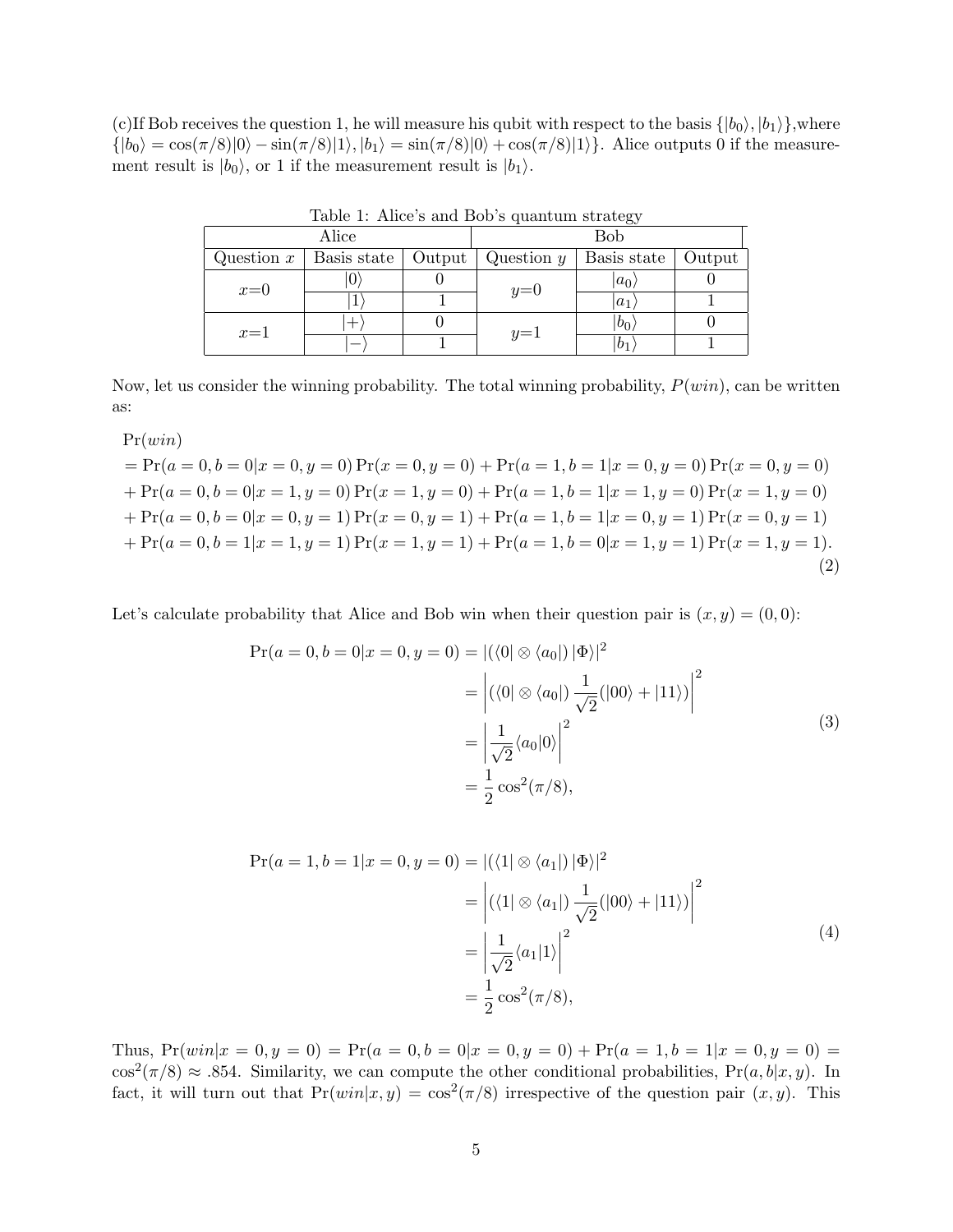(c)If Bob receives the question 1, he will measure his qubit with respect to the basis $\{|b_0\rangle, |b_1\rangle\}$,where $\{|b_0\rangle = \cos(\pi/8)|0\rangle - \sin(\pi/8)|1\rangle, |b_1\rangle = \sin(\pi/8)|0\rangle + \cos(\pi/8)|1\rangle\}$. Alice outputs 0 if the measurement result is $|b_0\rangle$, or 1 if the measurement result is $|b_1\rangle$.

Table 1: Alice's and Bob's quantum strategy

| Alice | | | Bob | | |
|---|---|---|---|---|---|
| Question $x$ | Basis state | Output | Question $y$ | Basis state | Output |
| $x$=0 | $\|0\rangle$ | 0 | $y$=0 | $\|a_0\rangle$ | 0 |
| | $\|1\rangle$ | 1 | | $\|a_1\rangle$ | 1 |
| $x$=1 | $\|+\rangle$ | 0 | $y$=1 | $\|b_0\rangle$ | 0 |
| | $\|-\rangle$ | 1 | | $\|b_1\rangle$ | 1 |

Now, let us consider the winning probability. The total winning probability, $P(win)$, can be written as:

$$
\begin{aligned}
&\Pr(win) \\
&= \Pr(a=0,b=0|x=0,y=0)\Pr(x=0,y=0) + \Pr(a=1,b=1|x=0,y=0)\Pr(x=0,y=0) \\
&+ \Pr(a=0,b=0|x=1,y=0)\Pr(x=1,y=0) + \Pr(a=1,b=1|x=1,y=0)\Pr(x=1,y=0) \\
&+ \Pr(a=0,b=0|x=0,y=1)\Pr(x=0,y=1) + \Pr(a=1,b=1|x=0,y=1)\Pr(x=0,y=1) \\
&+ \Pr(a=0,b=1|x=1,y=1)\Pr(x=1,y=1) + \Pr(a=1,b=0|x=1,y=1)\Pr(x=1,y=1).
\end{aligned}
\tag{2}
$$

Let's calculate probability that Alice and Bob win when their question pair is $(x,y) = (0,0)$:

$$
\begin{aligned}
\Pr(a=0,b=0|x=0,y=0) &= |(\langle 0| \otimes \langle a_0|)\,|\Phi\rangle|^2 \\
&= \left|(\langle 0| \otimes \langle a_0|)\,\frac{1}{\sqrt{2}}(|00\rangle + |11\rangle)\right|^2 \\
&= \left|\frac{1}{\sqrt{2}}\langle a_0|0\rangle\right|^2 \\
&= \frac{1}{2}\cos^2(\pi/8),
\end{aligned}
\tag{3}
$$

$$
\begin{aligned}
\Pr(a=1,b=1|x=0,y=0) &= |(\langle 1| \otimes \langle a_1|)\,|\Phi\rangle|^2 \\
&= \left|(\langle 1| \otimes \langle a_1|)\,\frac{1}{\sqrt{2}}(|00\rangle + |11\rangle)\right|^2 \\
&= \left|\frac{1}{\sqrt{2}}\langle a_1|1\rangle\right|^2 \\
&= \frac{1}{2}\cos^2(\pi/8),
\end{aligned}
\tag{4}
$$

Thus, $\Pr(win|x=0,y=0) = \Pr(a=0,b=0|x=0,y=0) + \Pr(a=1,b=1|x=0,y=0) = \cos^2(\pi/8) \approx .854$. Similarity, we can compute the other conditional probabilities, $\Pr(a,b|x,y)$. In fact, it will turn out that $\Pr(win|x,y) = \cos^2(\pi/8)$ irrespective of the question pair $(x,y)$. This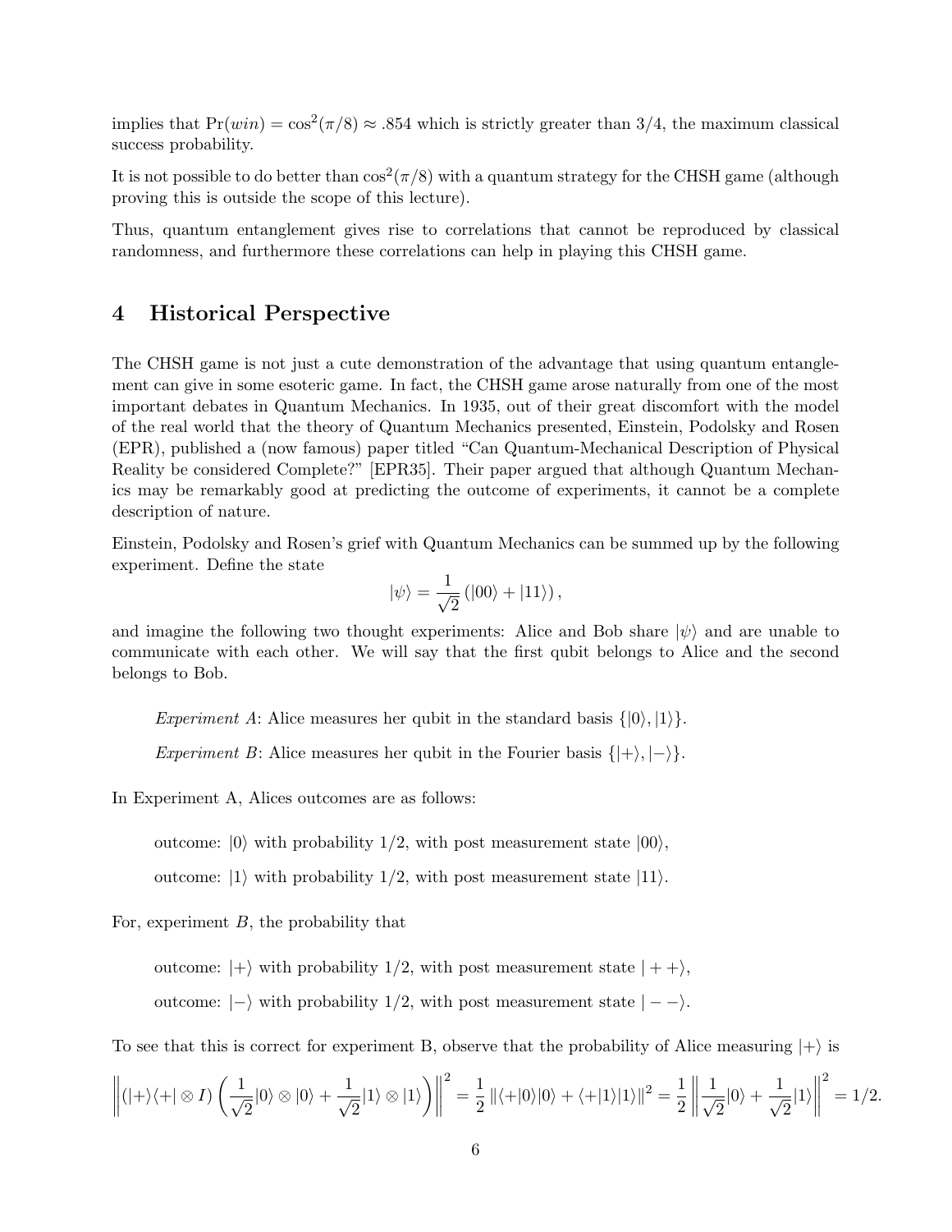implies that $\Pr(win) = \cos^2(\pi/8) \approx .854$ which is strictly greater than 3/4, the maximum classical success probability.

It is not possible to do better than $\cos^2(\pi/8)$ with a quantum strategy for the CHSH game (although proving this is outside the scope of this lecture).

Thus, quantum entanglement gives rise to correlations that cannot be reproduced by classical randomness, and furthermore these correlations can help in playing this CHSH game.

## 4 Historical Perspective

The CHSH game is not just a cute demonstration of the advantage that using quantum entanglement can give in some esoteric game. In fact, the CHSH game arose naturally from one of the most important debates in Quantum Mechanics. In 1935, out of their great discomfort with the model of the real world that the theory of Quantum Mechanics presented, Einstein, Podolsky and Rosen (EPR), published a (now famous) paper titled "Can Quantum-Mechanical Description of Physical Reality be considered Complete?" [EPR35]. Their paper argued that although Quantum Mechanics may be remarkably good at predicting the outcome of experiments, it cannot be a complete description of nature.

Einstein, Podolsky and Rosen's grief with Quantum Mechanics can be summed up by the following experiment. Define the state

$$|\psi\rangle = \frac{1}{\sqrt{2}}\left(|00\rangle + |11\rangle\right),$$

and imagine the following two thought experiments: Alice and Bob share $|\psi\rangle$ and are unable to communicate with each other. We will say that the first qubit belongs to Alice and the second belongs to Bob.

*Experiment A*: Alice measures her qubit in the standard basis $\{|0\rangle, |1\rangle\}$.

*Experiment B*: Alice measures her qubit in the Fourier basis $\{|+\rangle, |-\rangle\}$.

In Experiment A, Alices outcomes are as follows:

outcome: $|0\rangle$ with probability 1/2, with post measurement state $|00\rangle$,

outcome: $|1\rangle$ with probability 1/2, with post measurement state $|11\rangle$.

For, experiment $B$, the probability that

outcome: $|+\rangle$ with probability 1/2, with post measurement state $|++\rangle$,

outcome: $|-\rangle$ with probability 1/2, with post measurement state $|--\rangle$.

To see that this is correct for experiment B, observe that the probability of Alice measuring $|+\rangle$ is

$$\left\|\left(|+\rangle\langle+| \otimes I\right)\left(\frac{1}{\sqrt{2}}|0\rangle \otimes |0\rangle + \frac{1}{\sqrt{2}}|1\rangle \otimes |1\rangle\right)\right\|^2 = \frac{1}{2}\left\|\langle+|0\rangle|0\rangle + \langle+|1\rangle|1\rangle\right\|^2 = \frac{1}{2}\left\|\frac{1}{\sqrt{2}}|0\rangle + \frac{1}{\sqrt{2}}|1\rangle\right\|^2 = 1/2.$$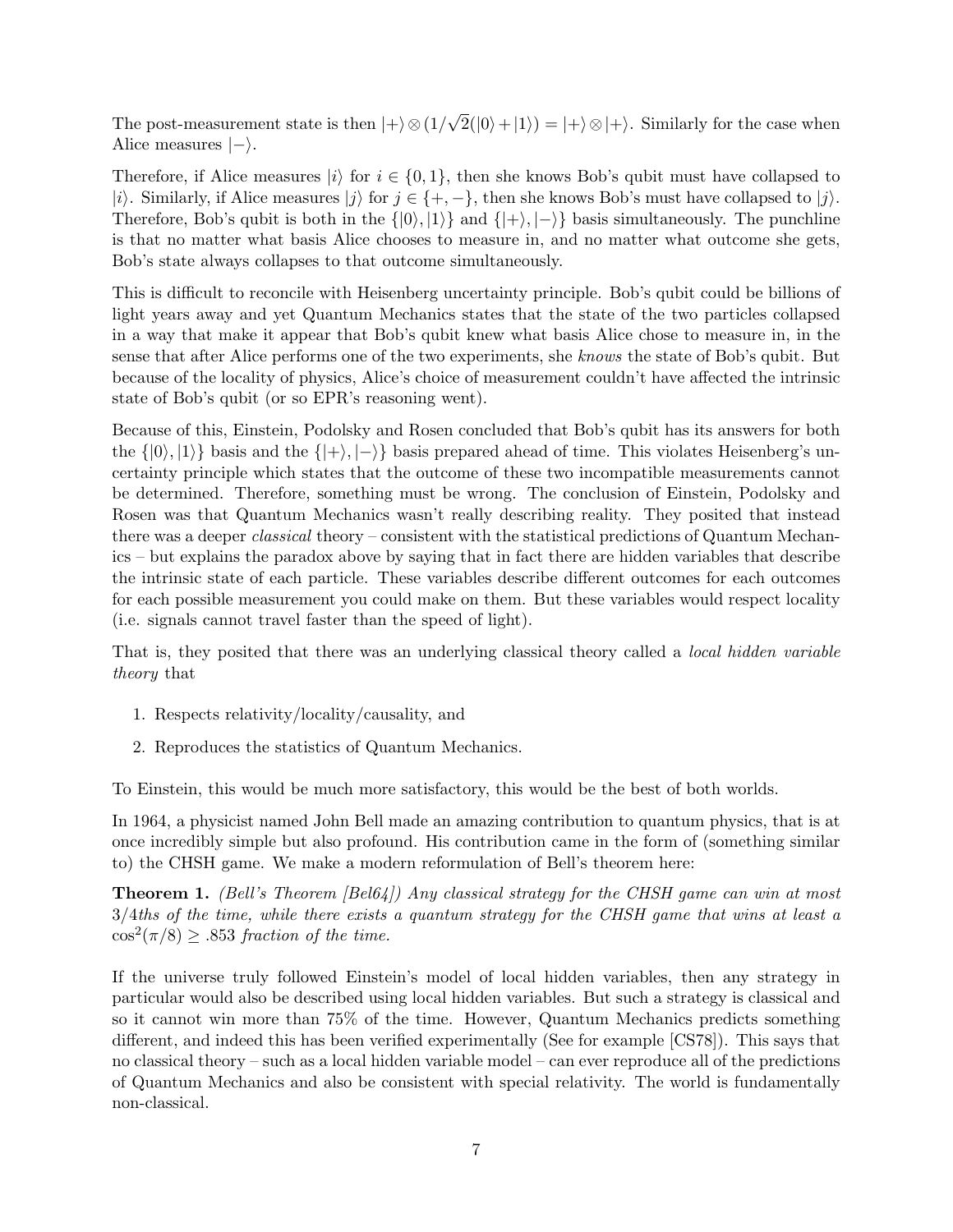The post-measurement state is then $|+\rangle \otimes (1/\sqrt{2}(|0\rangle + |1\rangle) = |+\rangle \otimes |+\rangle$. Similarly for the case when Alice measures $|-\rangle$.

Therefore, if Alice measures $|i\rangle$ for $i \in \{0, 1\}$, then she knows Bob's qubit must have collapsed to $|i\rangle$. Similarly, if Alice measures $|j\rangle$ for $j \in \{+, -\}$, then she knows Bob's must have collapsed to $|j\rangle$. Therefore, Bob's qubit is both in the $\{|0\rangle, |1\rangle\}$ and $\{|+\rangle, |-\rangle\}$ basis simultaneously. The punchline is that no matter what basis Alice chooses to measure in, and no matter what outcome she gets, Bob's state always collapses to that outcome simultaneously.

This is difficult to reconcile with Heisenberg uncertainty principle. Bob's qubit could be billions of light years away and yet Quantum Mechanics states that the state of the two particles collapsed in a way that make it appear that Bob's qubit knew what basis Alice chose to measure in, in the sense that after Alice performs one of the two experiments, she *knows* the state of Bob's qubit. But because of the locality of physics, Alice's choice of measurement couldn't have affected the intrinsic state of Bob's qubit (or so EPR's reasoning went).

Because of this, Einstein, Podolsky and Rosen concluded that Bob's qubit has its answers for both the $\{|0\rangle, |1\rangle\}$ basis and the $\{|+\rangle, |-\rangle\}$ basis prepared ahead of time. This violates Heisenberg's uncertainty principle which states that the outcome of these two incompatible measurements cannot be determined. Therefore, something must be wrong. The conclusion of Einstein, Podolsky and Rosen was that Quantum Mechanics wasn't really describing reality. They posited that instead there was a deeper *classical* theory – consistent with the statistical predictions of Quantum Mechanics – but explains the paradox above by saying that in fact there are hidden variables that describe the intrinsic state of each particle. These variables describe different outcomes for each outcomes for each possible measurement you could make on them. But these variables would respect locality (i.e. signals cannot travel faster than the speed of light).

That is, they posited that there was an underlying classical theory called a *local hidden variable theory* that

1. Respects relativity/locality/causality, and
2. Reproduces the statistics of Quantum Mechanics.

To Einstein, this would be much more satisfactory, this would be the best of both worlds.

In 1964, a physicist named John Bell made an amazing contribution to quantum physics, that is at once incredibly simple but also profound. His contribution came in the form of (something similar to) the CHSH game. We make a modern reformulation of Bell's theorem here:

**Theorem 1.** *(Bell's Theorem [Bel64]) Any classical strategy for the CHSH game can win at most 3/4ths of the time, while there exists a quantum strategy for the CHSH game that wins at least a* $\cos^2(\pi/8) \geq .853$ *fraction of the time.*

If the universe truly followed Einstein's model of local hidden variables, then any strategy in particular would also be described using local hidden variables. But such a strategy is classical and so it cannot win more than 75% of the time. However, Quantum Mechanics predicts something different, and indeed this has been verified experimentally (See for example [CS78]). This says that no classical theory – such as a local hidden variable model – can ever reproduce all of the predictions of Quantum Mechanics and also be consistent with special relativity. The world is fundamentally non-classical.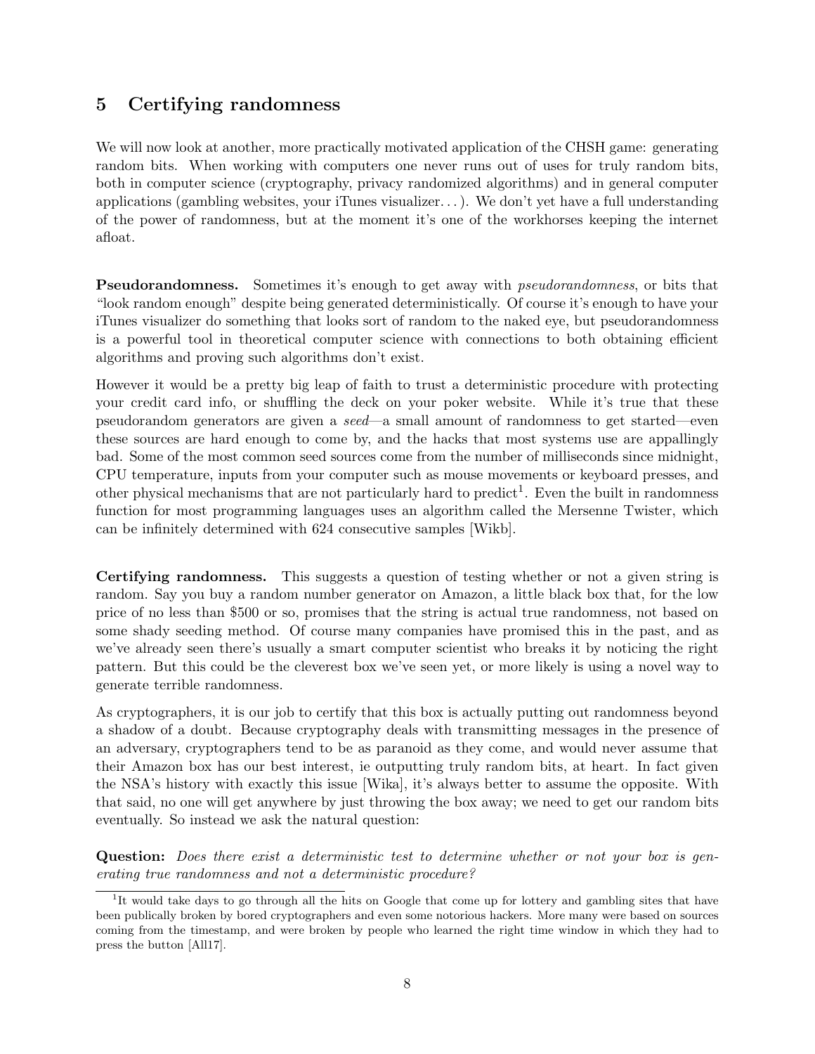## 5 Certifying randomness

We will now look at another, more practically motivated application of the CHSH game: generating random bits. When working with computers one never runs out of uses for truly random bits, both in computer science (cryptography, privacy randomized algorithms) and in general computer applications (gambling websites, your iTunes visualizer. . . ). We don't yet have a full understanding of the power of randomness, but at the moment it's one of the workhorses keeping the internet afloat.

**Pseudorandomness.** Sometimes it's enough to get away with *pseudorandomness*, or bits that "look random enough" despite being generated deterministically. Of course it's enough to have your iTunes visualizer do something that looks sort of random to the naked eye, but pseudorandomness is a powerful tool in theoretical computer science with connections to both obtaining efficient algorithms and proving such algorithms don't exist.

However it would be a pretty big leap of faith to trust a deterministic procedure with protecting your credit card info, or shuffling the deck on your poker website. While it's true that these pseudorandom generators are given a *seed*—a small amount of randomness to get started—even these sources are hard enough to come by, and the hacks that most systems use are appallingly bad. Some of the most common seed sources come from the number of milliseconds since midnight, CPU temperature, inputs from your computer such as mouse movements or keyboard presses, and other physical mechanisms that are not particularly hard to predict[1]. Even the built in randomness function for most programming languages uses an algorithm called the Mersenne Twister, which can be infinitely determined with 624 consecutive samples [Wikb].

**Certifying randomness.** This suggests a question of testing whether or not a given string is random. Say you buy a random number generator on Amazon, a little black box that, for the low price of no less than \$500 or so, promises that the string is actual true randomness, not based on some shady seeding method. Of course many companies have promised this in the past, and as we've already seen there's usually a smart computer scientist who breaks it by noticing the right pattern. But this could be the cleverest box we've seen yet, or more likely is using a novel way to generate terrible randomness.

As cryptographers, it is our job to certify that this box is actually putting out randomness beyond a shadow of a doubt. Because cryptography deals with transmitting messages in the presence of an adversary, cryptographers tend to be as paranoid as they come, and would never assume that their Amazon box has our best interest, ie outputting truly random bits, at heart. In fact given the NSA's history with exactly this issue [Wika], it's always better to assume the opposite. With that said, no one will get anywhere by just throwing the box away; we need to get our random bits eventually. So instead we ask the natural question:

**Question:** *Does there exist a deterministic test to determine whether or not your box is generating true randomness and not a deterministic procedure?*

[1] It would take days to go through all the hits on Google that come up for lottery and gambling sites that have been publically broken by bored cryptographers and even some notorious hackers. More many were based on sources coming from the timestamp, and were broken by people who learned the right time window in which they had to press the button [All17].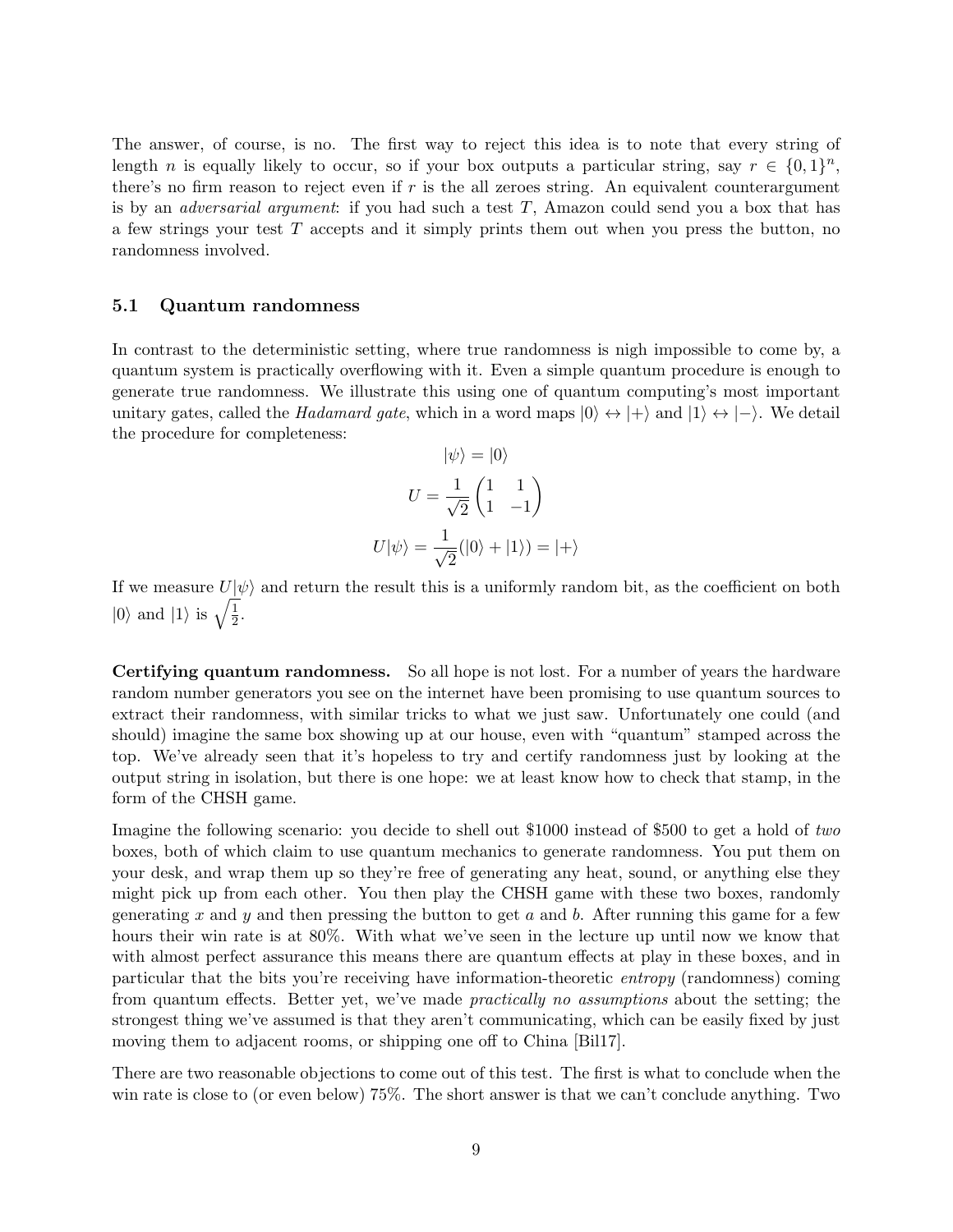The answer, of course, is no. The first way to reject this idea is to note that every string of length $n$ is equally likely to occur, so if your box outputs a particular string, say $r \in \{0,1\}^n$, there's no firm reason to reject even if $r$ is the all zeroes string. An equivalent counterargument is by an *adversarial argument*: if you had such a test $T$, Amazon could send you a box that has a few strings your test $T$ accepts and it simply prints them out when you press the button, no randomness involved.

### 5.1 Quantum randomness

In contrast to the deterministic setting, where true randomness is nigh impossible to come by, a quantum system is practically overflowing with it. Even a simple quantum procedure is enough to generate true randomness. We illustrate this using one of quantum computing's most important unitary gates, called the *Hadamard gate*, which in a word maps $|0\rangle \leftrightarrow |+\rangle$ and $|1\rangle \leftrightarrow |-\rangle$. We detail the procedure for completeness:

$$|\psi\rangle = |0\rangle$$

$$U = \frac{1}{\sqrt{2}} \begin{pmatrix} 1 & 1 \\ 1 & -1 \end{pmatrix}$$

$$U|\psi\rangle = \frac{1}{\sqrt{2}}(|0\rangle + |1\rangle) = |+\rangle$$

If we measure $U|\psi\rangle$ and return the result this is a uniformly random bit, as the coefficient on both $|0\rangle$ and $|1\rangle$ is $\sqrt{\frac{1}{2}}$.

**Certifying quantum randomness.** So all hope is not lost. For a number of years the hardware random number generators you see on the internet have been promising to use quantum sources to extract their randomness, with similar tricks to what we just saw. Unfortunately one could (and should) imagine the same box showing up at our house, even with "quantum" stamped across the top. We've already seen that it's hopeless to try and certify randomness just by looking at the output string in isolation, but there is one hope: we at least know how to check that stamp, in the form of the CHSH game.

Imagine the following scenario: you decide to shell out \$1000 instead of \$500 to get a hold of *two* boxes, both of which claim to use quantum mechanics to generate randomness. You put them on your desk, and wrap them up so they're free of generating any heat, sound, or anything else they might pick up from each other. You then play the CHSH game with these two boxes, randomly generating $x$ and $y$ and then pressing the button to get $a$ and $b$. After running this game for a few hours their win rate is at 80%. With what we've seen in the lecture up until now we know that with almost perfect assurance this means there are quantum effects at play in these boxes, and in particular that the bits you're receiving have information-theoretic *entropy* (randomness) coming from quantum effects. Better yet, we've made *practically no assumptions* about the setting; the strongest thing we've assumed is that they aren't communicating, which can be easily fixed by just moving them to adjacent rooms, or shipping one off to China [Bil17].

There are two reasonable objections to come out of this test. The first is what to conclude when the win rate is close to (or even below) 75%. The short answer is that we can't conclude anything. Two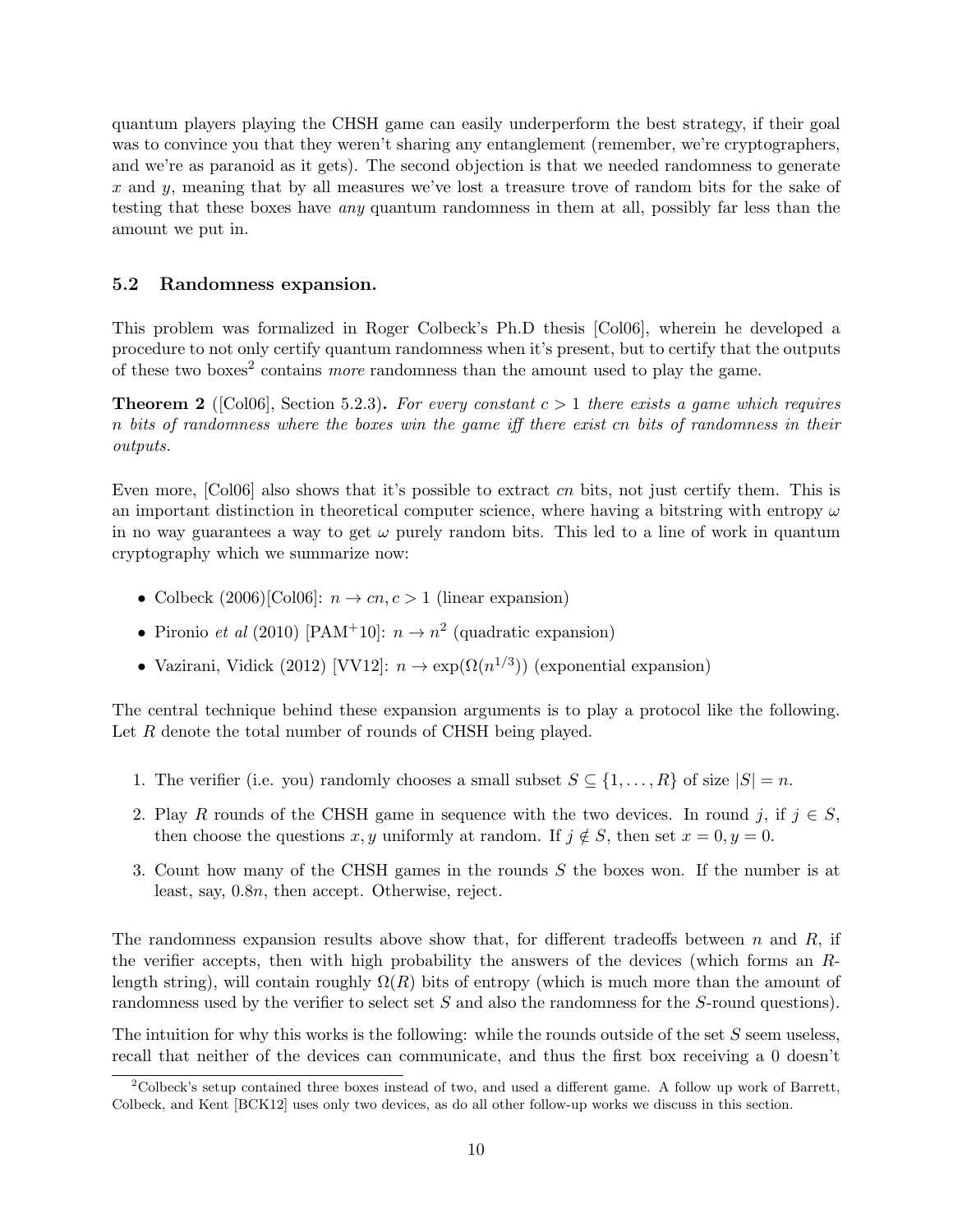quantum players playing the CHSH game can easily underperform the best strategy, if their goal was to convince you that they weren't sharing any entanglement (remember, we're cryptographers, and we're as paranoid as it gets). The second objection is that we needed randomness to generate $x$ and $y$, meaning that by all measures we've lost a treasure trove of random bits for the sake of testing that these boxes have *any* quantum randomness in them at all, possibly far less than the amount we put in.

### 5.2 Randomness expansion.

This problem was formalized in Roger Colbeck's Ph.D thesis [Col06], wherein he developed a procedure to not only certify quantum randomness when it's present, but to certify that the outputs of these two boxes[2] contains *more* randomness than the amount used to play the game.

**Theorem 2** ([Col06], Section 5.2.3)**.** *For every constant $c > 1$ there exists a game which requires $n$ bits of randomness where the boxes win the game iff there exist $cn$ bits of randomness in their outputs.*

Even more, [Col06] also shows that it's possible to extract $cn$ bits, not just certify them. This is an important distinction in theoretical computer science, where having a bitstring with entropy $\omega$ in no way guarantees a way to get $\omega$ purely random bits. This led to a line of work in quantum cryptography which we summarize now:

- Colbeck (2006)[Col06]: $n \to cn, c > 1$ (linear expansion)
- Pironio *et al* (2010) [PAM+10]: $n \to n^2$ (quadratic expansion)
- Vazirani, Vidick (2012) [VV12]: $n \to \exp(\Omega(n^{1/3}))$ (exponential expansion)

The central technique behind these expansion arguments is to play a protocol like the following. Let $R$ denote the total number of rounds of CHSH being played.

1. The verifier (i.e. you) randomly chooses a small subset $S \subseteq \{1, \ldots, R\}$ of size $|S| = n$.
2. Play $R$ rounds of the CHSH game in sequence with the two devices. In round $j$, if $j \in S$, then choose the questions $x, y$ uniformly at random. If $j \notin S$, then set $x = 0, y = 0$.
3. Count how many of the CHSH games in the rounds $S$ the boxes won. If the number is at least, say, $0.8n$, then accept. Otherwise, reject.

The randomness expansion results above show that, for different tradeoffs between $n$ and $R$, if the verifier accepts, then with high probability the answers of the devices (which forms an $R$-length string), will contain roughly $\Omega(R)$ bits of entropy (which is much more than the amount of randomness used by the verifier to select set $S$ and also the randomness for the $S$-round questions).

The intuition for why this works is the following: while the rounds outside of the set $S$ seem useless, recall that neither of the devices can communicate, and thus the first box receiving a 0 doesn't

[2] Colbeck's setup contained three boxes instead of two, and used a different game. A follow up work of Barrett, Colbeck, and Kent [BCK12] uses only two devices, as do all other follow-up works we discuss in this section.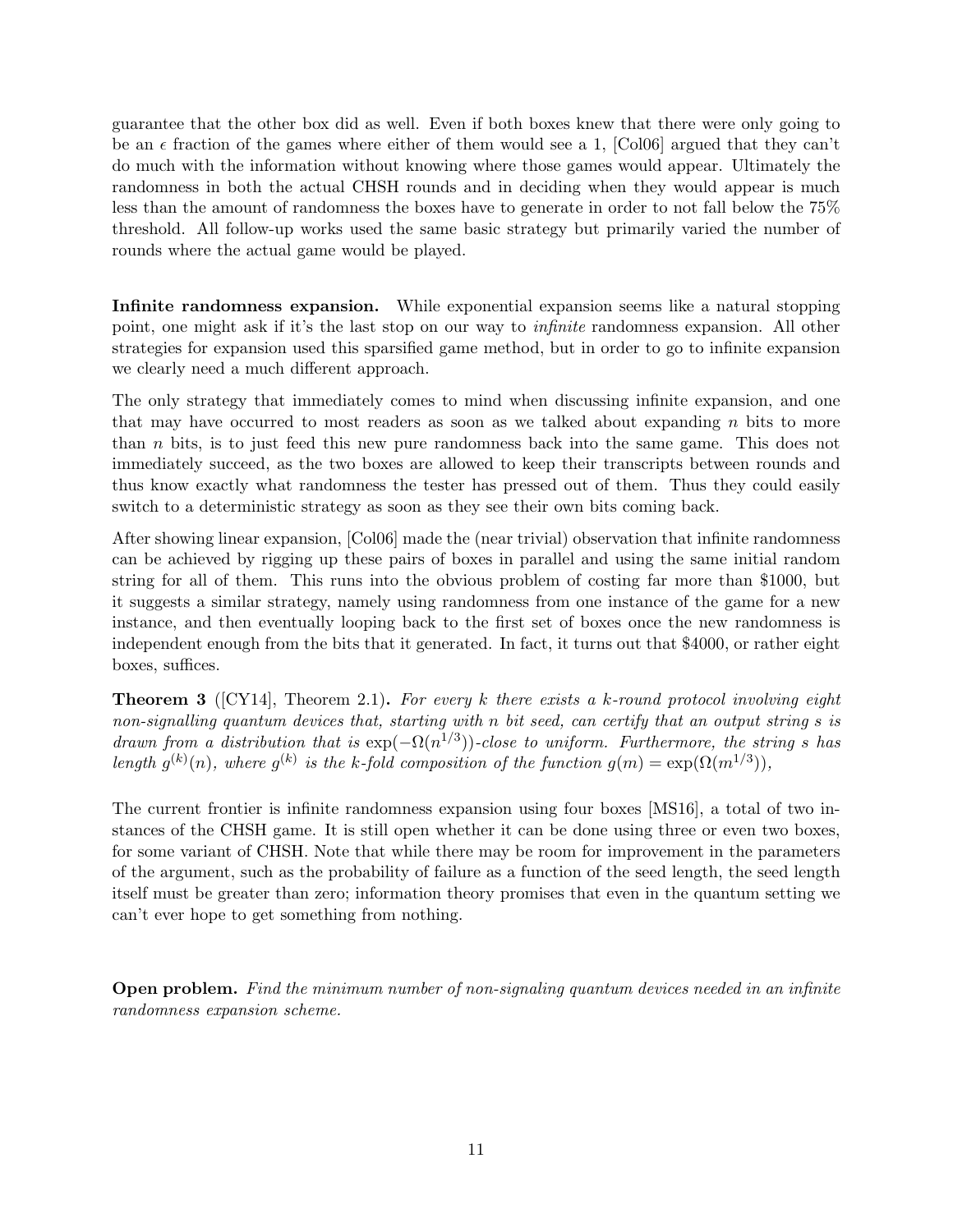guarantee that the other box did as well. Even if both boxes knew that there were only going to be an $\epsilon$ fraction of the games where either of them would see a 1, [Col06] argued that they can't do much with the information without knowing where those games would appear. Ultimately the randomness in both the actual CHSH rounds and in deciding when they would appear is much less than the amount of randomness the boxes have to generate in order to not fall below the 75% threshold. All follow-up works used the same basic strategy but primarily varied the number of rounds where the actual game would be played.

**Infinite randomness expansion.** While exponential expansion seems like a natural stopping point, one might ask if it's the last stop on our way to *infinite* randomness expansion. All other strategies for expansion used this sparsified game method, but in order to go to infinite expansion we clearly need a much different approach.

The only strategy that immediately comes to mind when discussing infinite expansion, and one that may have occurred to most readers as soon as we talked about expanding $n$ bits to more than $n$ bits, is to just feed this new pure randomness back into the same game. This does not immediately succeed, as the two boxes are allowed to keep their transcripts between rounds and thus know exactly what randomness the tester has pressed out of them. Thus they could easily switch to a deterministic strategy as soon as they see their own bits coming back.

After showing linear expansion, [Col06] made the (near trivial) observation that infinite randomness can be achieved by rigging up these pairs of boxes in parallel and using the same initial random string for all of them. This runs into the obvious problem of costing far more than \$1000, but it suggests a similar strategy, namely using randomness from one instance of the game for a new instance, and then eventually looping back to the first set of boxes once the new randomness is independent enough from the bits that it generated. In fact, it turns out that \$4000, or rather eight boxes, suffices.

**Theorem 3** ([CY14], Theorem 2.1)**.** *For every $k$ there exists a $k$-round protocol involving eight non-signalling quantum devices that, starting with $n$ bit seed, can certify that an output string $s$ is drawn from a distribution that is $\exp(-\Omega(n^{1/3}))$-close to uniform. Furthermore, the string $s$ has length $g^{(k)}(n)$, where $g^{(k)}$ is the $k$-fold composition of the function $g(m) = \exp(\Omega(m^{1/3}))$,*

The current frontier is infinite randomness expansion using four boxes [MS16], a total of two instances of the CHSH game. It is still open whether it can be done using three or even two boxes, for some variant of CHSH. Note that while there may be room for improvement in the parameters of the argument, such as the probability of failure as a function of the seed length, the seed length itself must be greater than zero; information theory promises that even in the quantum setting we can't ever hope to get something from nothing.

**Open problem.** *Find the minimum number of non-signaling quantum devices needed in an infinite randomness expansion scheme.*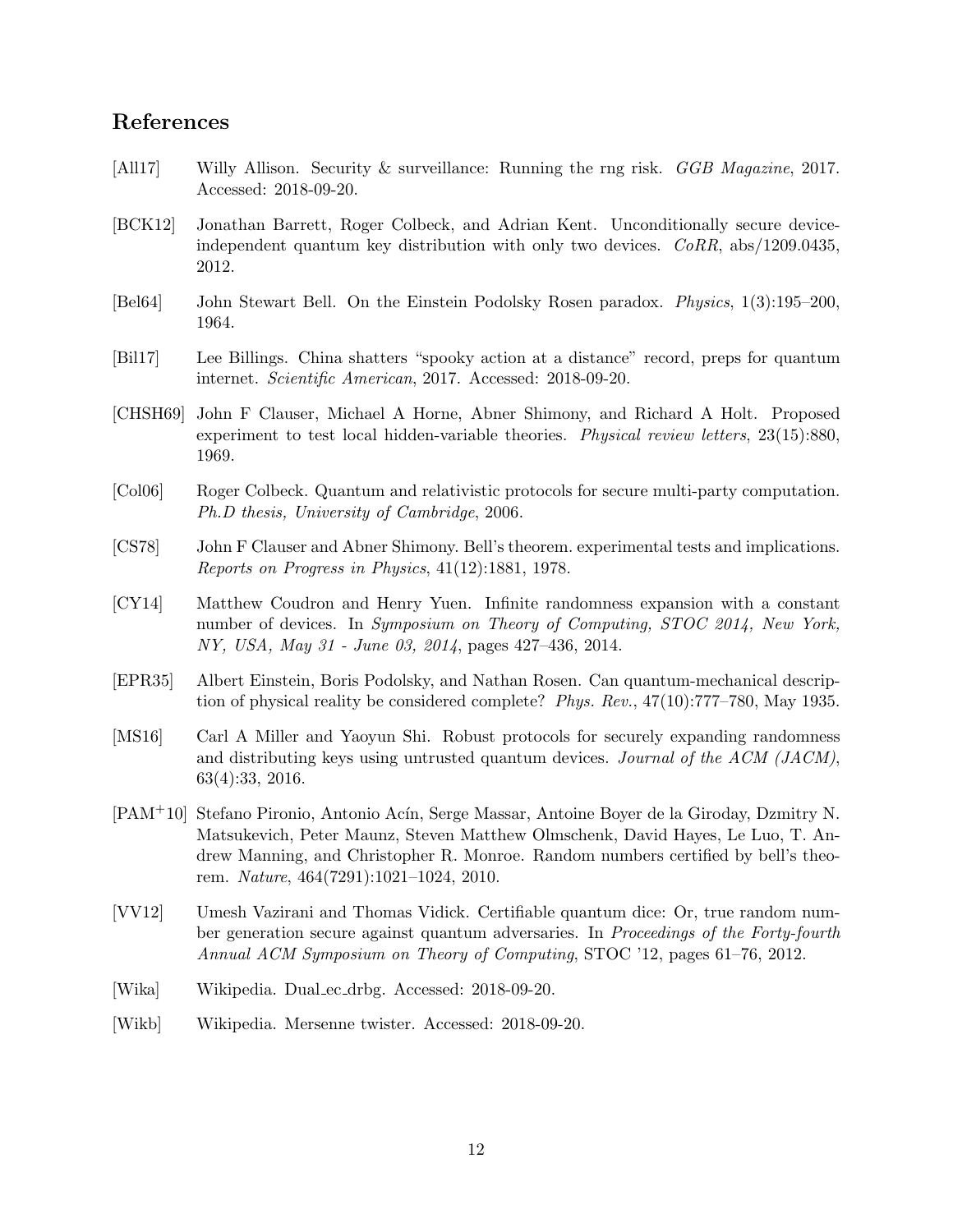## References

[All17] Willy Allison. Security & surveillance: Running the rng risk. *GGB Magazine*, 2017. Accessed: 2018-09-20.

[BCK12] Jonathan Barrett, Roger Colbeck, and Adrian Kent. Unconditionally secure device-independent quantum key distribution with only two devices. *CoRR*, abs/1209.0435, 2012.

[Bel64] John Stewart Bell. On the Einstein Podolsky Rosen paradox. *Physics*, 1(3):195–200, 1964.

[Bil17] Lee Billings. China shatters "spooky action at a distance" record, preps for quantum internet. *Scientific American*, 2017. Accessed: 2018-09-20.

[CHSH69] John F Clauser, Michael A Horne, Abner Shimony, and Richard A Holt. Proposed experiment to test local hidden-variable theories. *Physical review letters*, 23(15):880, 1969.

[Col06] Roger Colbeck. Quantum and relativistic protocols for secure multi-party computation. *Ph.D thesis, University of Cambridge*, 2006.

[CS78] John F Clauser and Abner Shimony. Bell's theorem. experimental tests and implications. *Reports on Progress in Physics*, 41(12):1881, 1978.

[CY14] Matthew Coudron and Henry Yuen. Infinite randomness expansion with a constant number of devices. In *Symposium on Theory of Computing, STOC 2014, New York, NY, USA, May 31 - June 03, 2014*, pages 427–436, 2014.

[EPR35] Albert Einstein, Boris Podolsky, and Nathan Rosen. Can quantum-mechanical description of physical reality be considered complete? *Phys. Rev.*, 47(10):777–780, May 1935.

[MS16] Carl A Miller and Yaoyun Shi. Robust protocols for securely expanding randomness and distributing keys using untrusted quantum devices. *Journal of the ACM (JACM)*, 63(4):33, 2016.

[PAM+10] Stefano Pironio, Antonio Acín, Serge Massar, Antoine Boyer de la Giroday, Dzmitry N. Matsukevich, Peter Maunz, Steven Matthew Olmschenk, David Hayes, Le Luo, T. Andrew Manning, and Christopher R. Monroe. Random numbers certified by bell's theorem. *Nature*, 464(7291):1021–1024, 2010.

[VV12] Umesh Vazirani and Thomas Vidick. Certifiable quantum dice: Or, true random number generation secure against quantum adversaries. In *Proceedings of the Forty-fourth Annual ACM Symposium on Theory of Computing*, STOC '12, pages 61–76, 2012.

[Wika] Wikipedia. Dual_ec_drbg. Accessed: 2018-09-20.

[Wikb] Wikipedia. Mersenne twister. Accessed: 2018-09-20.